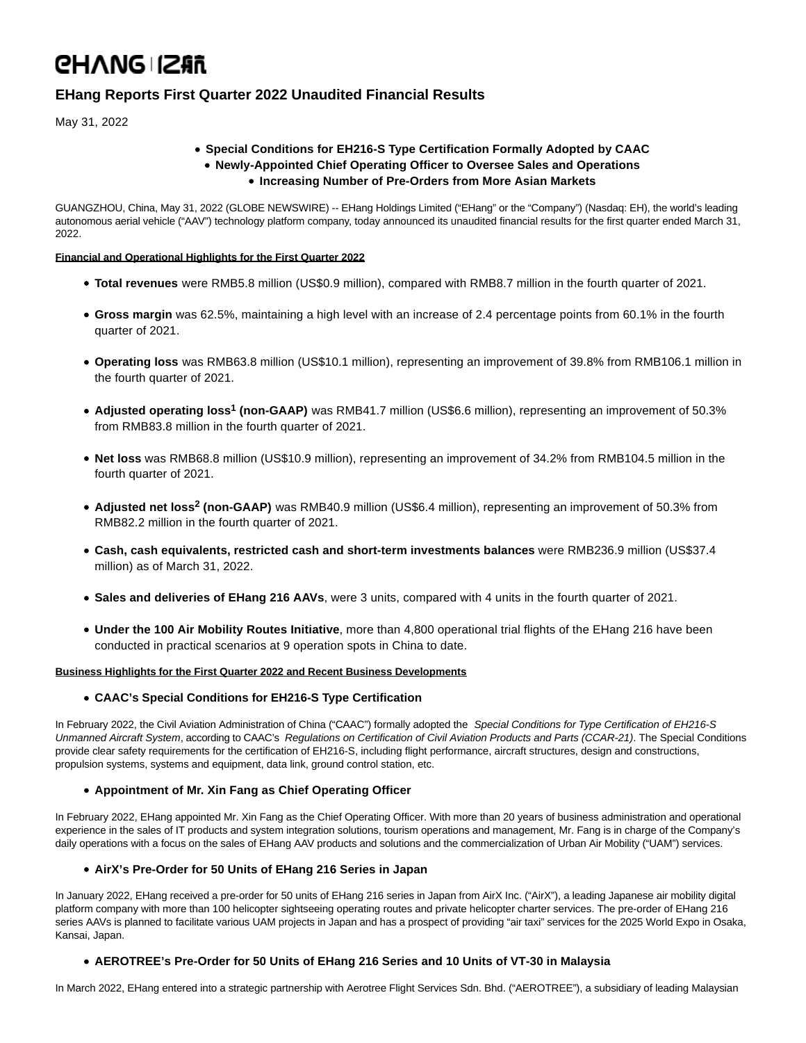EHANG | 亿航

# EHang Reports First Quarter 2022 Unaudited Financial Results

May 31, 2022

- **Special Conditions for EH216-S Type Certification Formally Adopted by CAAC**
- **Newly-Appointed Chief Operating Officer to Oversee Sales and Operations**
- **Increasing Number of Pre-Orders from More Asian Markets**

GUANGZHOU, China, May 31, 2022 (GLOBE NEWSWIRE) -- EHang Holdings Limited ("EHang" or the "Company") (Nasdaq: EH), the world's leading autonomous aerial vehicle ("AAV") technology platform company, today announced its unaudited financial results for the first quarter ended March 31, 2022.

**Financial and Operational Highlights for the First Quarter 2022**

- **Total revenues** were RMB5.8 million (US$0.9 million), compared with RMB8.7 million in the fourth quarter of 2021.
- **Gross margin** was 62.5%, maintaining a high level with an increase of 2.4 percentage points from 60.1% in the fourth quarter of 2021.
- **Operating loss** was RMB63.8 million (US$10.1 million), representing an improvement of 39.8% from RMB106.1 million in the fourth quarter of 2021.
- **Adjusted operating loss[1] (non-GAAP)** was RMB41.7 million (US$6.6 million), representing an improvement of 50.3% from RMB83.8 million in the fourth quarter of 2021.
- **Net loss** was RMB68.8 million (US$10.9 million), representing an improvement of 34.2% from RMB104.5 million in the fourth quarter of 2021.
- **Adjusted net loss[2] (non-GAAP)** was RMB40.9 million (US$6.4 million), representing an improvement of 50.3% from RMB82.2 million in the fourth quarter of 2021.
- **Cash, cash equivalents, restricted cash and short-term investments balances** were RMB236.9 million (US$37.4 million) as of March 31, 2022.
- **Sales and deliveries of EHang 216 AAVs**, were 3 units, compared with 4 units in the fourth quarter of 2021.
- **Under the 100 Air Mobility Routes Initiative**, more than 4,800 operational trial flights of the EHang 216 have been conducted in practical scenarios at 9 operation spots in China to date.

**Business Highlights for the First Quarter 2022 and Recent Business Developments**

- **CAAC's Special Conditions for EH216-S Type Certification**

In February 2022, the Civil Aviation Administration of China ("CAAC") formally adopted the *Special Conditions for Type Certification of EH216-S Unmanned Aircraft System*, according to CAAC's *Regulations on Certification of Civil Aviation Products and Parts (CCAR-21)*. The Special Conditions provide clear safety requirements for the certification of EH216-S, including flight performance, aircraft structures, design and constructions, propulsion systems, systems and equipment, data link, ground control station, etc.

- **Appointment of Mr. Xin Fang as Chief Operating Officer**

In February 2022, EHang appointed Mr. Xin Fang as the Chief Operating Officer. With more than 20 years of business administration and operational experience in the sales of IT products and system integration solutions, tourism operations and management, Mr. Fang is in charge of the Company's daily operations with a focus on the sales of EHang AAV products and solutions and the commercialization of Urban Air Mobility ("UAM") services.

- **AirX's Pre-Order for 50 Units of EHang 216 Series in Japan**

In January 2022, EHang received a pre-order for 50 units of EHang 216 series in Japan from AirX Inc. ("AirX"), a leading Japanese air mobility digital platform company with more than 100 helicopter sightseeing operating routes and private helicopter charter services. The pre-order of EHang 216 series AAVs is planned to facilitate various UAM projects in Japan and has a prospect of providing "air taxi" services for the 2025 World Expo in Osaka, Kansai, Japan.

- **AEROTREE's Pre-Order for 50 Units of EHang 216 Series and 10 Units of VT-30 in Malaysia**

In March 2022, EHang entered into a strategic partnership with Aerotree Flight Services Sdn. Bhd. ("AEROTREE"), a subsidiary of leading Malaysian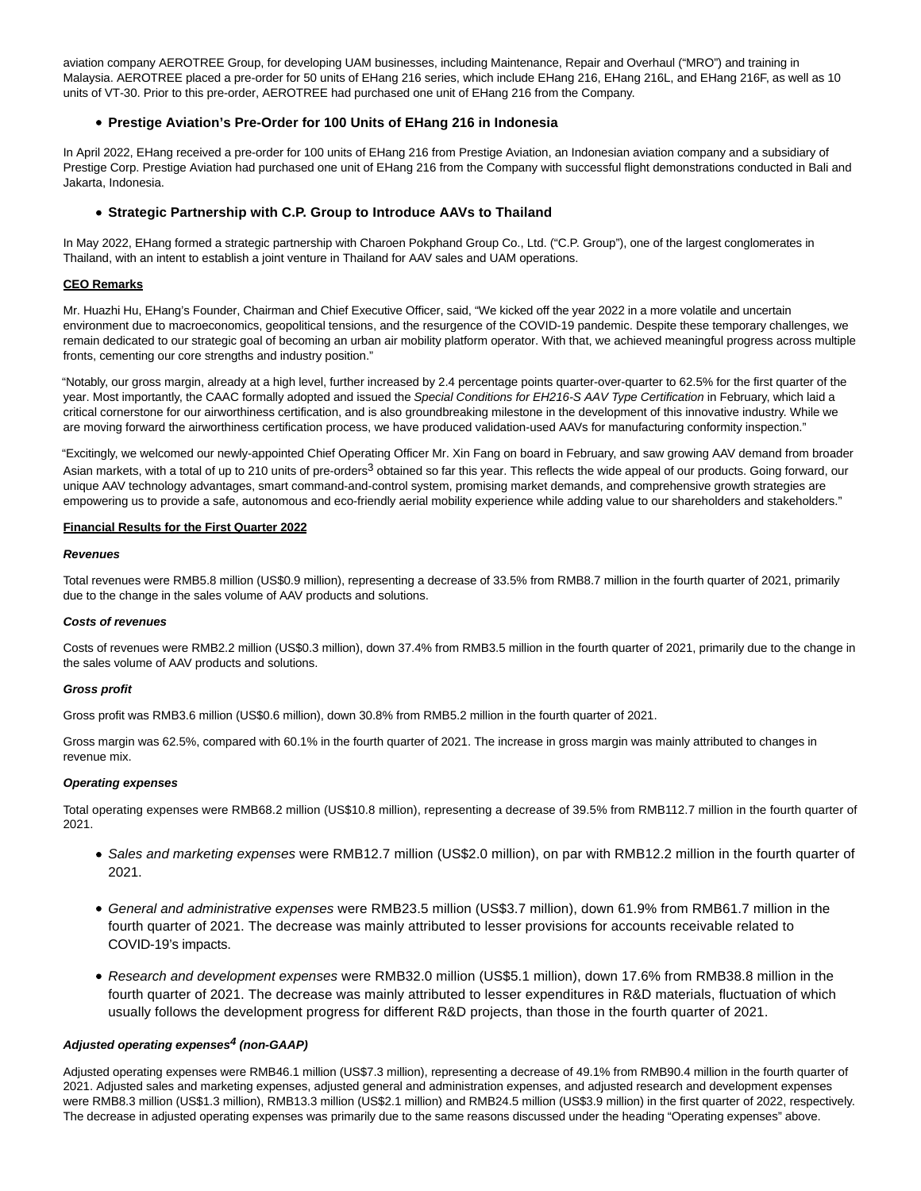aviation company AEROTREE Group, for developing UAM businesses, including Maintenance, Repair and Overhaul ("MRO") and training in Malaysia. AEROTREE placed a pre-order for 50 units of EHang 216 series, which include EHang 216, EHang 216L, and EHang 216F, as well as 10 units of VT-30. Prior to this pre-order, AEROTREE had purchased one unit of EHang 216 from the Company.

- **Prestige Aviation's Pre-Order for 100 Units of EHang 216 in Indonesia**

In April 2022, EHang received a pre-order for 100 units of EHang 216 from Prestige Aviation, an Indonesian aviation company and a subsidiary of Prestige Corp. Prestige Aviation had purchased one unit of EHang 216 from the Company with successful flight demonstrations conducted in Bali and Jakarta, Indonesia.

- **Strategic Partnership with C.P. Group to Introduce AAVs to Thailand**

In May 2022, EHang formed a strategic partnership with Charoen Pokphand Group Co., Ltd. ("C.P. Group"), one of the largest conglomerates in Thailand, with an intent to establish a joint venture in Thailand for AAV sales and UAM operations.

**CEO Remarks**

Mr. Huazhi Hu, EHang's Founder, Chairman and Chief Executive Officer, said, "We kicked off the year 2022 in a more volatile and uncertain environment due to macroeconomics, geopolitical tensions, and the resurgence of the COVID-19 pandemic. Despite these temporary challenges, we remain dedicated to our strategic goal of becoming an urban air mobility platform operator. With that, we achieved meaningful progress across multiple fronts, cementing our core strengths and industry position."

"Notably, our gross margin, already at a high level, further increased by 2.4 percentage points quarter-over-quarter to 62.5% for the first quarter of the year. Most importantly, the CAAC formally adopted and issued the *Special Conditions for EH216-S AAV Type Certification* in February, which laid a critical cornerstone for our airworthiness certification, and is also groundbreaking milestone in the development of this innovative industry. While we are moving forward the airworthiness certification process, we have produced validation-used AAVs for manufacturing conformity inspection."

"Excitingly, we welcomed our newly-appointed Chief Operating Officer Mr. Xin Fang on board in February, and saw growing AAV demand from broader Asian markets, with a total of up to 210 units of pre-orders[3] obtained so far this year. This reflects the wide appeal of our products. Going forward, our unique AAV technology advantages, smart command-and-control system, promising market demands, and comprehensive growth strategies are empowering us to provide a safe, autonomous and eco-friendly aerial mobility experience while adding value to our shareholders and stakeholders."

**Financial Results for the First Quarter 2022**

***Revenues***

Total revenues were RMB5.8 million (US$0.9 million), representing a decrease of 33.5% from RMB8.7 million in the fourth quarter of 2021, primarily due to the change in the sales volume of AAV products and solutions.

***Costs of revenues***

Costs of revenues were RMB2.2 million (US$0.3 million), down 37.4% from RMB3.5 million in the fourth quarter of 2021, primarily due to the change in the sales volume of AAV products and solutions.

***Gross profit***

Gross profit was RMB3.6 million (US$0.6 million), down 30.8% from RMB5.2 million in the fourth quarter of 2021.

Gross margin was 62.5%, compared with 60.1% in the fourth quarter of 2021. The increase in gross margin was mainly attributed to changes in revenue mix.

***Operating expenses***

Total operating expenses were RMB68.2 million (US$10.8 million), representing a decrease of 39.5% from RMB112.7 million in the fourth quarter of 2021.

- *Sales and marketing expenses* were RMB12.7 million (US$2.0 million), on par with RMB12.2 million in the fourth quarter of 2021.
- *General and administrative expenses* were RMB23.5 million (US$3.7 million), down 61.9% from RMB61.7 million in the fourth quarter of 2021. The decrease was mainly attributed to lesser provisions for accounts receivable related to COVID-19's impacts.
- *Research and development expenses* were RMB32.0 million (US$5.1 million), down 17.6% from RMB38.8 million in the fourth quarter of 2021. The decrease was mainly attributed to lesser expenditures in R&D materials, fluctuation of which usually follows the development progress for different R&D projects, than those in the fourth quarter of 2021.

***Adjusted operating expenses[4] (non-GAAP)***

Adjusted operating expenses were RMB46.1 million (US$7.3 million), representing a decrease of 49.1% from RMB90.4 million in the fourth quarter of 2021. Adjusted sales and marketing expenses, adjusted general and administration expenses, and adjusted research and development expenses were RMB8.3 million (US$1.3 million), RMB13.3 million (US$2.1 million) and RMB24.5 million (US$3.9 million) in the first quarter of 2022, respectively. The decrease in adjusted operating expenses was primarily due to the same reasons discussed under the heading "Operating expenses" above.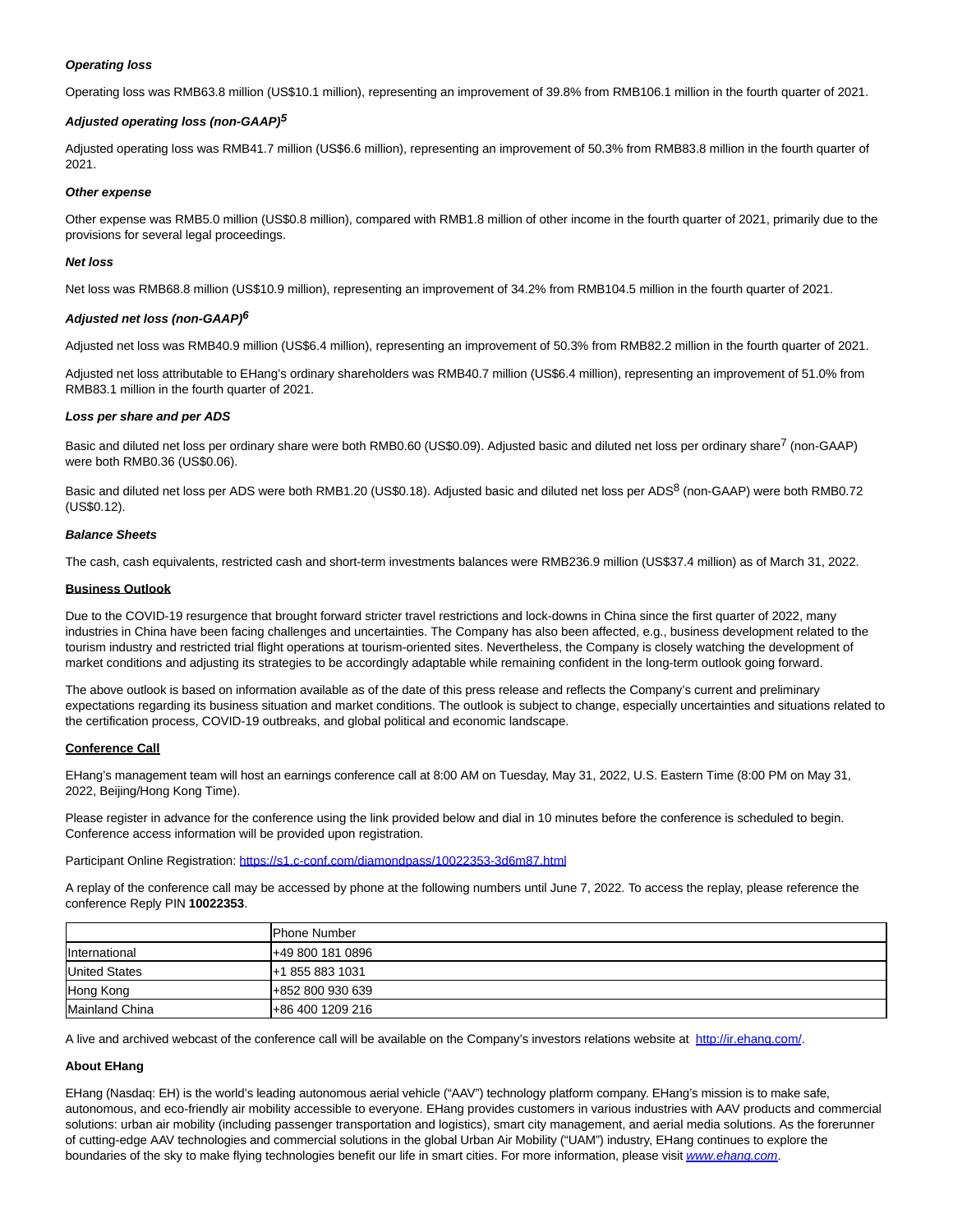***Operating loss***

Operating loss was RMB63.8 million (US$10.1 million), representing an improvement of 39.8% from RMB106.1 million in the fourth quarter of 2021.

***Adjusted operating loss (non-GAAP)[5]***

Adjusted operating loss was RMB41.7 million (US$6.6 million), representing an improvement of 50.3% from RMB83.8 million in the fourth quarter of 2021.

***Other expense***

Other expense was RMB5.0 million (US$0.8 million), compared with RMB1.8 million of other income in the fourth quarter of 2021, primarily due to the provisions for several legal proceedings.

***Net loss***

Net loss was RMB68.8 million (US$10.9 million), representing an improvement of 34.2% from RMB104.5 million in the fourth quarter of 2021.

***Adjusted net loss (non-GAAP)[6]***

Adjusted net loss was RMB40.9 million (US$6.4 million), representing an improvement of 50.3% from RMB82.2 million in the fourth quarter of 2021.

Adjusted net loss attributable to EHang's ordinary shareholders was RMB40.7 million (US$6.4 million), representing an improvement of 51.0% from RMB83.1 million in the fourth quarter of 2021.

***Loss per share and per ADS***

Basic and diluted net loss per ordinary share were both RMB0.60 (US$0.09). Adjusted basic and diluted net loss per ordinary share[7] (non-GAAP) were both RMB0.36 (US$0.06).

Basic and diluted net loss per ADS were both RMB1.20 (US$0.18). Adjusted basic and diluted net loss per ADS[8] (non-GAAP) were both RMB0.72 (US$0.12).

***Balance Sheets***

The cash, cash equivalents, restricted cash and short-term investments balances were RMB236.9 million (US$37.4 million) as of March 31, 2022.

**Business Outlook**

Due to the COVID-19 resurgence that brought forward stricter travel restrictions and lock-downs in China since the first quarter of 2022, many industries in China have been facing challenges and uncertainties. The Company has also been affected, e.g., business development related to the tourism industry and restricted trial flight operations at tourism-oriented sites. Nevertheless, the Company is closely watching the development of market conditions and adjusting its strategies to be accordingly adaptable while remaining confident in the long-term outlook going forward.

The above outlook is based on information available as of the date of this press release and reflects the Company's current and preliminary expectations regarding its business situation and market conditions. The outlook is subject to change, especially uncertainties and situations related to the certification process, COVID-19 outbreaks, and global political and economic landscape.

**Conference Call**

EHang's management team will host an earnings conference call at 8:00 AM on Tuesday, May 31, 2022, U.S. Eastern Time (8:00 PM on May 31, 2022, Beijing/Hong Kong Time).

Please register in advance for the conference using the link provided below and dial in 10 minutes before the conference is scheduled to begin. Conference access information will be provided upon registration.

Participant Online Registration: [https://s1.c-conf.com/diamondpass/10022353-3d6m87.html](https://s1.c-conf.com/diamondpass/10022353-3d6m87.html)

A replay of the conference call may be accessed by phone at the following numbers until June 7, 2022. To access the replay, please reference the conference Reply PIN **10022353**.

| | Phone Number |
|---|---|
| International | +49 800 181 0896 |
| United States | +1 855 883 1031 |
| Hong Kong | +852 800 930 639 |
| Mainland China | +86 400 1209 216 |

A live and archived webcast of the conference call will be available on the Company's investors relations website at [http://ir.ehang.com/](http://ir.ehang.com/).

**About EHang**

EHang (Nasdaq: EH) is the world's leading autonomous aerial vehicle ("AAV") technology platform company. EHang's mission is to make safe, autonomous, and eco-friendly air mobility accessible to everyone. EHang provides customers in various industries with AAV products and commercial solutions: urban air mobility (including passenger transportation and logistics), smart city management, and aerial media solutions. As the forerunner of cutting-edge AAV technologies and commercial solutions in the global Urban Air Mobility ("UAM") industry, EHang continues to explore the boundaries of the sky to make flying technologies benefit our life in smart cities. For more information, please visit [*www.ehang.com*](http://www.ehang.com).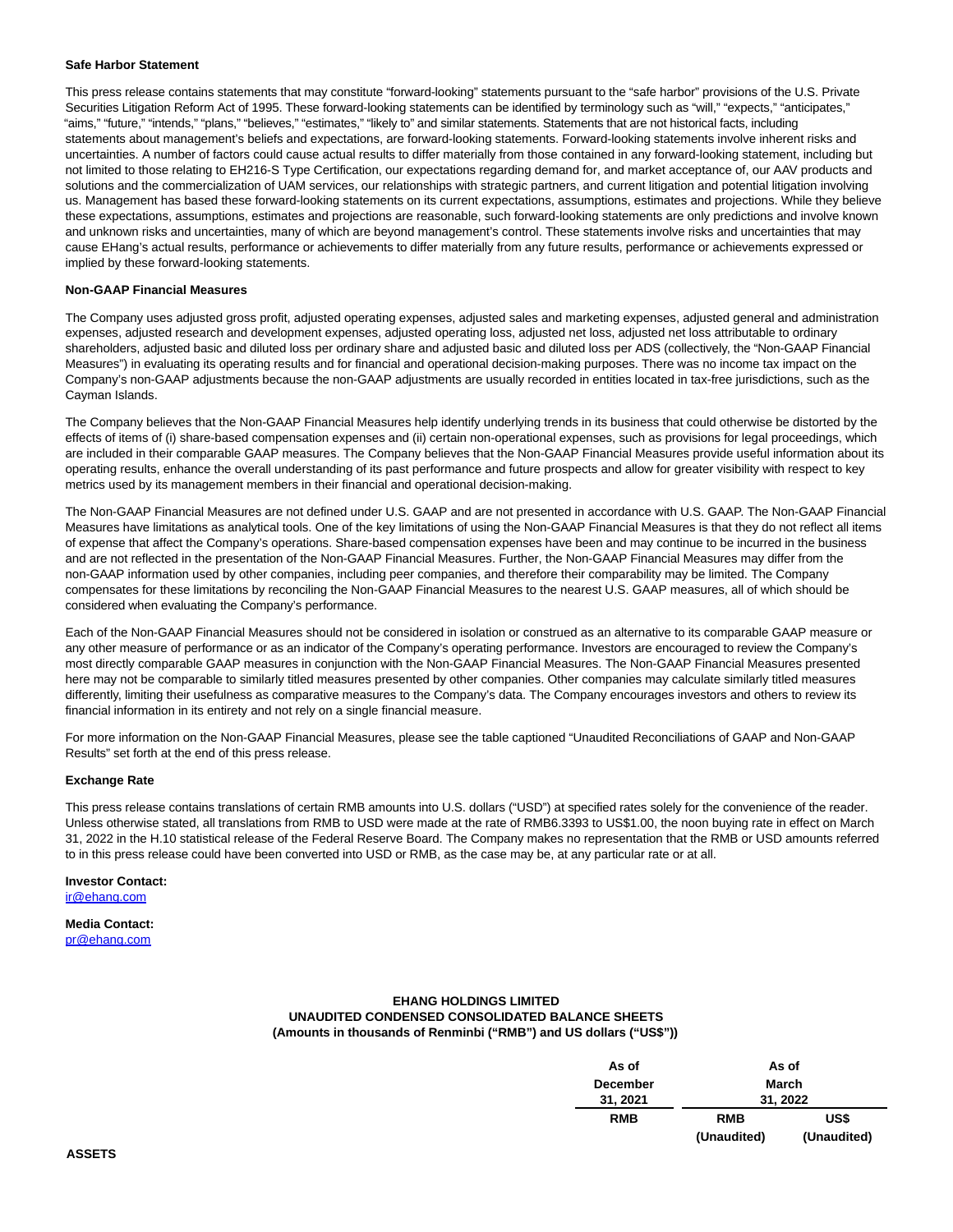**Safe Harbor Statement**

This press release contains statements that may constitute "forward-looking" statements pursuant to the "safe harbor" provisions of the U.S. Private Securities Litigation Reform Act of 1995. These forward-looking statements can be identified by terminology such as "will," "expects," "anticipates," "aims," "future," "intends," "plans," "believes," "estimates," "likely to" and similar statements. Statements that are not historical facts, including statements about management's beliefs and expectations, are forward-looking statements. Forward-looking statements involve inherent risks and uncertainties. A number of factors could cause actual results to differ materially from those contained in any forward-looking statement, including but not limited to those relating to EH216-S Type Certification, our expectations regarding demand for, and market acceptance of, our AAV products and solutions and the commercialization of UAM services, our relationships with strategic partners, and current litigation and potential litigation involving us. Management has based these forward-looking statements on its current expectations, assumptions, estimates and projections. While they believe these expectations, assumptions, estimates and projections are reasonable, such forward-looking statements are only predictions and involve known and unknown risks and uncertainties, many of which are beyond management's control. These statements involve risks and uncertainties that may cause EHang's actual results, performance or achievements to differ materially from any future results, performance or achievements expressed or implied by these forward-looking statements.

**Non-GAAP Financial Measures**

The Company uses adjusted gross profit, adjusted operating expenses, adjusted sales and marketing expenses, adjusted general and administration expenses, adjusted research and development expenses, adjusted operating loss, adjusted net loss, adjusted net loss attributable to ordinary shareholders, adjusted basic and diluted loss per ordinary share and adjusted basic and diluted loss per ADS (collectively, the "Non-GAAP Financial Measures") in evaluating its operating results and for financial and operational decision-making purposes. There was no income tax impact on the Company's non-GAAP adjustments because the non-GAAP adjustments are usually recorded in entities located in tax-free jurisdictions, such as the Cayman Islands.

The Company believes that the Non-GAAP Financial Measures help identify underlying trends in its business that could otherwise be distorted by the effects of items of (i) share-based compensation expenses and (ii) certain non-operational expenses, such as provisions for legal proceedings, which are included in their comparable GAAP measures. The Company believes that the Non-GAAP Financial Measures provide useful information about its operating results, enhance the overall understanding of its past performance and future prospects and allow for greater visibility with respect to key metrics used by its management members in their financial and operational decision-making.

The Non-GAAP Financial Measures are not defined under U.S. GAAP and are not presented in accordance with U.S. GAAP. The Non-GAAP Financial Measures have limitations as analytical tools. One of the key limitations of using the Non-GAAP Financial Measures is that they do not reflect all items of expense that affect the Company's operations. Share-based compensation expenses have been and may continue to be incurred in the business and are not reflected in the presentation of the Non-GAAP Financial Measures. Further, the Non-GAAP Financial Measures may differ from the non-GAAP information used by other companies, including peer companies, and therefore their comparability may be limited. The Company compensates for these limitations by reconciling the Non-GAAP Financial Measures to the nearest U.S. GAAP measures, all of which should be considered when evaluating the Company's performance.

Each of the Non-GAAP Financial Measures should not be considered in isolation or construed as an alternative to its comparable GAAP measure or any other measure of performance or as an indicator of the Company's operating performance. Investors are encouraged to review the Company's most directly comparable GAAP measures in conjunction with the Non-GAAP Financial Measures. The Non-GAAP Financial Measures presented here may not be comparable to similarly titled measures presented by other companies. Other companies may calculate similarly titled measures differently, limiting their usefulness as comparative measures to the Company's data. The Company encourages investors and others to review its financial information in its entirety and not rely on a single financial measure.

For more information on the Non-GAAP Financial Measures, please see the table captioned "Unaudited Reconciliations of GAAP and Non-GAAP Results" set forth at the end of this press release.

**Exchange Rate**

This press release contains translations of certain RMB amounts into U.S. dollars ("USD") at specified rates solely for the convenience of the reader. Unless otherwise stated, all translations from RMB to USD were made at the rate of RMB6.3393 to US$1.00, the noon buying rate in effect on March 31, 2022 in the H.10 statistical release of the Federal Reserve Board. The Company makes no representation that the RMB or USD amounts referred to in this press release could have been converted into USD or RMB, as the case may be, at any particular rate or at all.

**Investor Contact:**
ir@ehang.com

**Media Contact:**
pr@ehang.com

**EHANG HOLDINGS LIMITED**
**UNAUDITED CONDENSED CONSOLIDATED BALANCE SHEETS**
**(Amounts in thousands of Renminbi ("RMB") and US dollars ("US$"))**

| | As of December 31, 2021 | As of March 31, 2022 | |
|---|---|---|---|
| | RMB | RMB (Unaudited) | US$ (Unaudited) |
| **ASSETS** | | | |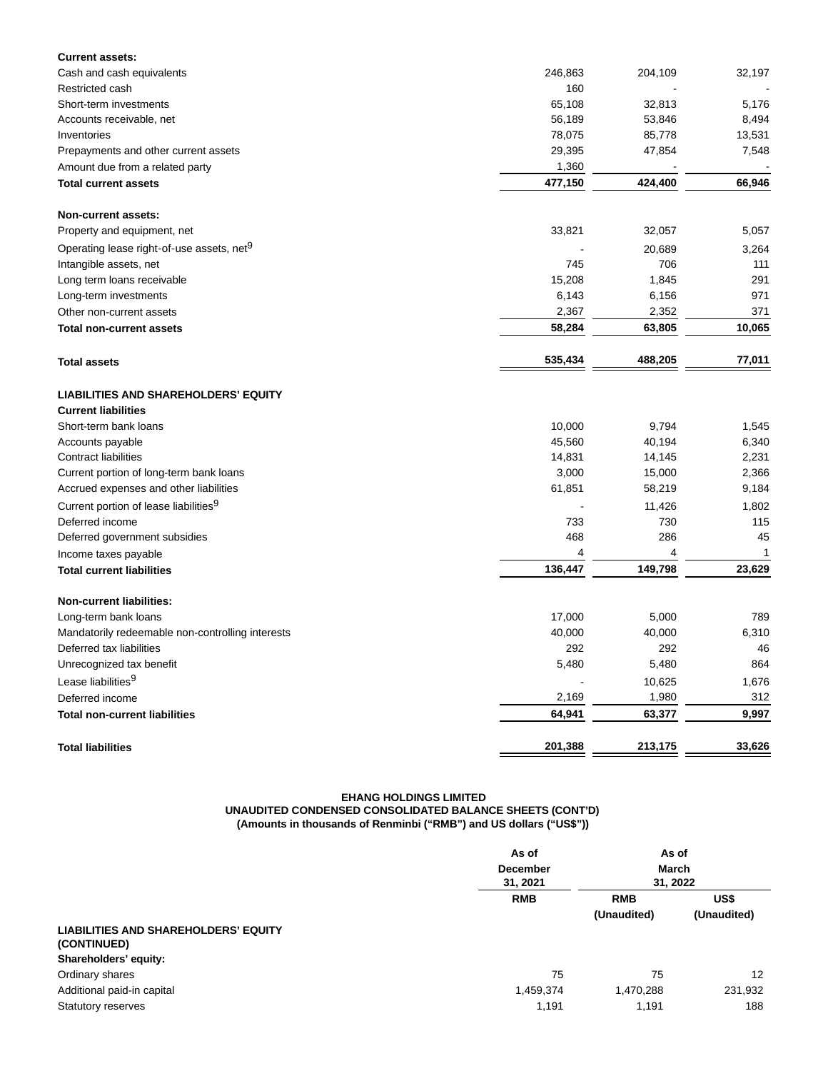| | | | |
|---|---|---|---|
| **Current assets:** | | | |
| Cash and cash equivalents | 246,863 | 204,109 | 32,197 |
| Restricted cash | 160 | - | - |
| Short-term investments | 65,108 | 32,813 | 5,176 |
| Accounts receivable, net | 56,189 | 53,846 | 8,494 |
| Inventories | 78,075 | 85,778 | 13,531 |
| Prepayments and other current assets | 29,395 | 47,854 | 7,548 |
| Amount due from a related party | 1,360 | - | - |
| **Total current assets** | **477,150** | **424,400** | **66,946** |
| | | | |
| **Non-current assets:** | | | |
| Property and equipment, net | 33,821 | 32,057 | 5,057 |
| Operating lease right-of-use assets, net[9] | - | 20,689 | 3,264 |
| Intangible assets, net | 745 | 706 | 111 |
| Long term loans receivable | 15,208 | 1,845 | 291 |
| Long-term investments | 6,143 | 6,156 | 971 |
| Other non-current assets | 2,367 | 2,352 | 371 |
| **Total non-current assets** | **58,284** | **63,805** | **10,065** |
| | | | |
| **Total assets** | **535,434** | **488,205** | **77,011** |
| | | | |
| **LIABILITIES AND SHAREHOLDERS' EQUITY** | | | |
| **Current liabilities** | | | |
| Short-term bank loans | 10,000 | 9,794 | 1,545 |
| Accounts payable | 45,560 | 40,194 | 6,340 |
| Contract liabilities | 14,831 | 14,145 | 2,231 |
| Current portion of long-term bank loans | 3,000 | 15,000 | 2,366 |
| Accrued expenses and other liabilities | 61,851 | 58,219 | 9,184 |
| Current portion of lease liabilities[9] | - | 11,426 | 1,802 |
| Deferred income | 733 | 730 | 115 |
| Deferred government subsidies | 468 | 286 | 45 |
| Income taxes payable | 4 | 4 | 1 |
| **Total current liabilities** | **136,447** | **149,798** | **23,629** |
| | | | |
| **Non-current liabilities:** | | | |
| Long-term bank loans | 17,000 | 5,000 | 789 |
| Mandatorily redeemable non-controlling interests | 40,000 | 40,000 | 6,310 |
| Deferred tax liabilities | 292 | 292 | 46 |
| Unrecognized tax benefit | 5,480 | 5,480 | 864 |
| Lease liabilities[9] | - | 10,625 | 1,676 |
| Deferred income | 2,169 | 1,980 | 312 |
| **Total non-current liabilities** | **64,941** | **63,377** | **9,997** |
| | | | |
| **Total liabilities** | **201,388** | **213,175** | **33,626** |

**EHANG HOLDINGS LIMITED**
**UNAUDITED CONDENSED CONSOLIDATED BALANCE SHEETS (CONT'D)**
**(Amounts in thousands of Renminbi ("RMB") and US dollars ("US$"))**

| | As of December 31, 2021 | As of March 31, 2022 | |
|---|---|---|---|
| | **RMB** | **RMB** (Unaudited) | **US$** (Unaudited) |
| **LIABILITIES AND SHAREHOLDERS' EQUITY (CONTINUED)** | | | |
| **Shareholders' equity:** | | | |
| Ordinary shares | 75 | 75 | 12 |
| Additional paid-in capital | 1,459,374 | 1,470,288 | 231,932 |
| Statutory reserves | 1,191 | 1,191 | 188 |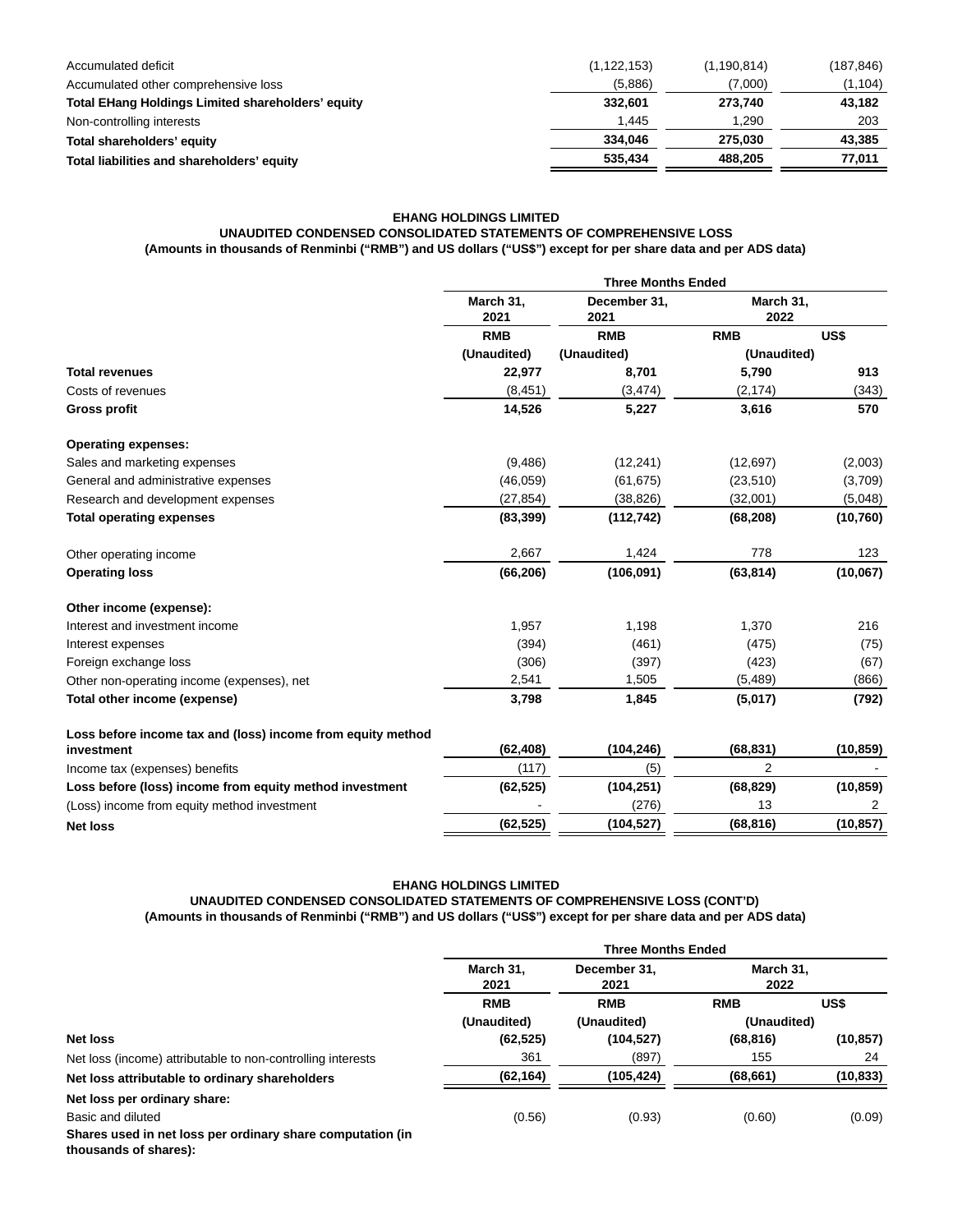| | | | |
|---|---|---|---|
| Accumulated deficit | (1,122,153) | (1,190,814) | (187,846) |
| Accumulated other comprehensive loss | (5,886) | (7,000) | (1,104) |
| **Total EHang Holdings Limited shareholders' equity** | **332,601** | **273,740** | **43,182** |
| Non-controlling interests | 1,445 | 1,290 | 203 |
| **Total shareholders' equity** | **334,046** | **275,030** | **43,385** |
| **Total liabilities and shareholders' equity** | **535,434** | **488,205** | **77,011** |

**EHANG HOLDINGS LIMITED**
**UNAUDITED CONDENSED CONSOLIDATED STATEMENTS OF COMPREHENSIVE LOSS**
**(Amounts in thousands of Renminbi ("RMB") and US dollars ("US$") except for per share data and per ADS data)**

| | Three Months Ended | | | |
|---|---|---|---|---|
| | March 31, 2021 | December 31, 2021 | March 31, 2022 | |
| | RMB | RMB | RMB | US$ |
| | (Unaudited) | (Unaudited) | (Unaudited) | |
| **Total revenues** | **22,977** | **8,701** | **5,790** | **913** |
| Costs of revenues | (8,451) | (3,474) | (2,174) | (343) |
| **Gross profit** | **14,526** | **5,227** | **3,616** | **570** |
| **Operating expenses:** | | | | |
| Sales and marketing expenses | (9,486) | (12,241) | (12,697) | (2,003) |
| General and administrative expenses | (46,059) | (61,675) | (23,510) | (3,709) |
| Research and development expenses | (27,854) | (38,826) | (32,001) | (5,048) |
| **Total operating expenses** | **(83,399)** | **(112,742)** | **(68,208)** | **(10,760)** |
| Other operating income | 2,667 | 1,424 | 778 | 123 |
| **Operating loss** | **(66,206)** | **(106,091)** | **(63,814)** | **(10,067)** |
| **Other income (expense):** | | | | |
| Interest and investment income | 1,957 | 1,198 | 1,370 | 216 |
| Interest expenses | (394) | (461) | (475) | (75) |
| Foreign exchange loss | (306) | (397) | (423) | (67) |
| Other non-operating income (expenses), net | 2,541 | 1,505 | (5,489) | (866) |
| **Total other income (expense)** | **3,798** | **1,845** | **(5,017)** | **(792)** |
| **Loss before income tax and (loss) income from equity method investment** | **(62,408)** | **(104,246)** | **(68,831)** | **(10,859)** |
| Income tax (expenses) benefits | (117) | (5) | 2 | - |
| **Loss before (loss) income from equity method investment** | **(62,525)** | **(104,251)** | **(68,829)** | **(10,859)** |
| (Loss) income from equity method investment | - | (276) | 13 | 2 |
| **Net loss** | **(62,525)** | **(104,527)** | **(68,816)** | **(10,857)** |

**EHANG HOLDINGS LIMITED**
**UNAUDITED CONDENSED CONSOLIDATED STATEMENTS OF COMPREHENSIVE LOSS (CONT'D)**
**(Amounts in thousands of Renminbi ("RMB") and US dollars ("US$") except for per share data and per ADS data)**

| | Three Months Ended | | | |
|---|---|---|---|---|
| | March 31, 2021 | December 31, 2021 | March 31, 2022 | |
| | RMB | RMB | RMB | US$ |
| | (Unaudited) | (Unaudited) | (Unaudited) | |
| **Net loss** | **(62,525)** | **(104,527)** | **(68,816)** | **(10,857)** |
| Net loss (income) attributable to non-controlling interests | 361 | (897) | 155 | 24 |
| **Net loss attributable to ordinary shareholders** | **(62,164)** | **(105,424)** | **(68,661)** | **(10,833)** |
| **Net loss per ordinary share:** | | | | |
| Basic and diluted | (0.56) | (0.93) | (0.60) | (0.09) |
| **Shares used in net loss per ordinary share computation (in thousands of shares):** | | | | |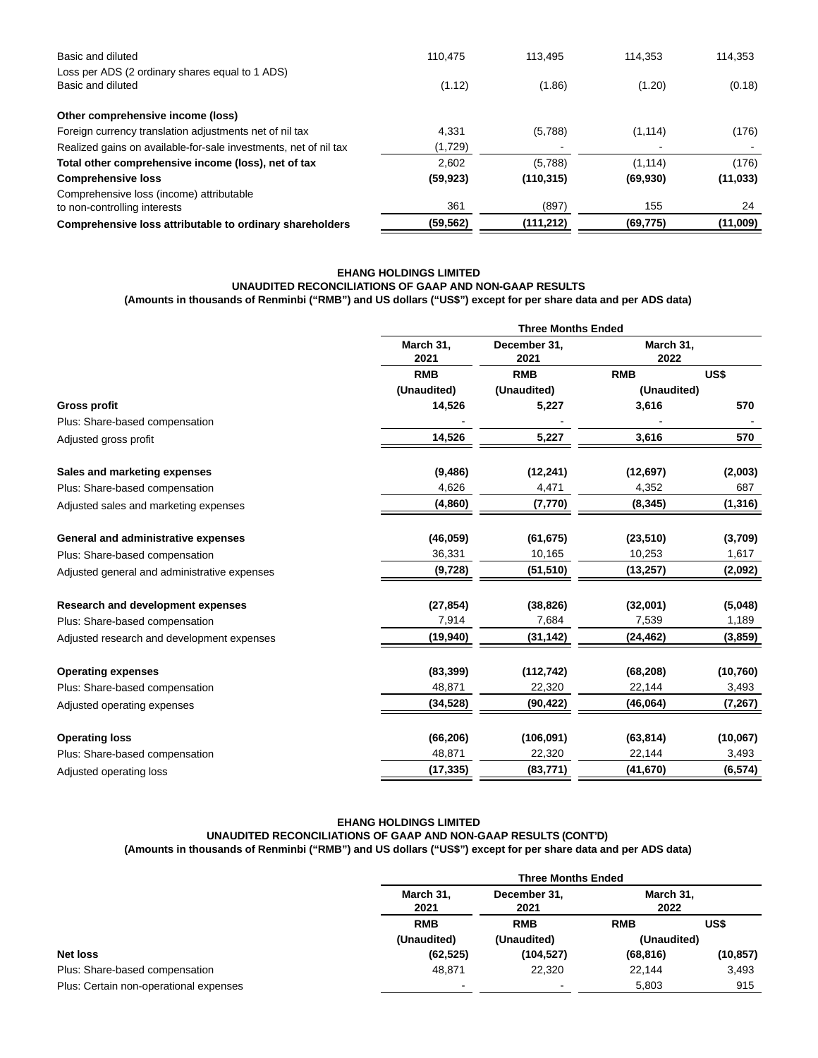| | | | | |
|---|---|---|---|---|
| Basic and diluted | 110,475 | 113,495 | 114,353 | 114,353 |
| Loss per ADS (2 ordinary shares equal to 1 ADS) Basic and diluted | (1.12) | (1.86) | (1.20) | (0.18) |
| **Other comprehensive income (loss)** | | | | |
| Foreign currency translation adjustments net of nil tax | 4,331 | (5,788) | (1,114) | (176) |
| Realized gains on available-for-sale investments, net of nil tax | (1,729) | - | - | - |
| **Total other comprehensive income (loss), net of tax** | 2,602 | (5,788) | (1,114) | (176) |
| **Comprehensive loss** | **(59,923)** | **(110,315)** | **(69,930)** | **(11,033)** |
| Comprehensive loss (income) attributable to non-controlling interests | 361 | (897) | 155 | 24 |
| **Comprehensive loss attributable to ordinary shareholders** | **(59,562)** | **(111,212)** | **(69,775)** | **(11,009)** |

**EHANG HOLDINGS LIMITED**
**UNAUDITED RECONCILIATIONS OF GAAP AND NON-GAAP RESULTS**
**(Amounts in thousands of Renminbi ("RMB") and US dollars ("US$") except for per share data and per ADS data)**

| | Three Months Ended | | | |
|---|---|---|---|---|
| | March 31, 2021 | December 31, 2021 | March 31, 2022 | |
| | RMB | RMB | RMB | US$ |
| | (Unaudited) | (Unaudited) | (Unaudited) | |
| **Gross profit** | **14,526** | **5,227** | **3,616** | **570** |
| Plus: Share-based compensation | - | - | - | - |
| Adjusted gross profit | **14,526** | **5,227** | **3,616** | **570** |
| **Sales and marketing expenses** | **(9,486)** | **(12,241)** | **(12,697)** | **(2,003)** |
| Plus: Share-based compensation | 4,626 | 4,471 | 4,352 | 687 |
| Adjusted sales and marketing expenses | **(4,860)** | **(7,770)** | **(8,345)** | **(1,316)** |
| **General and administrative expenses** | **(46,059)** | **(61,675)** | **(23,510)** | **(3,709)** |
| Plus: Share-based compensation | 36,331 | 10,165 | 10,253 | 1,617 |
| Adjusted general and administrative expenses | **(9,728)** | **(51,510)** | **(13,257)** | **(2,092)** |
| **Research and development expenses** | **(27,854)** | **(38,826)** | **(32,001)** | **(5,048)** |
| Plus: Share-based compensation | 7,914 | 7,684 | 7,539 | 1,189 |
| Adjusted research and development expenses | **(19,940)** | **(31,142)** | **(24,462)** | **(3,859)** |
| **Operating expenses** | **(83,399)** | **(112,742)** | **(68,208)** | **(10,760)** |
| Plus: Share-based compensation | 48,871 | 22,320 | 22,144 | 3,493 |
| Adjusted operating expenses | **(34,528)** | **(90,422)** | **(46,064)** | **(7,267)** |
| **Operating loss** | **(66,206)** | **(106,091)** | **(63,814)** | **(10,067)** |
| Plus: Share-based compensation | 48,871 | 22,320 | 22,144 | 3,493 |
| Adjusted operating loss | **(17,335)** | **(83,771)** | **(41,670)** | **(6,574)** |

**EHANG HOLDINGS LIMITED**
**UNAUDITED RECONCILIATIONS OF GAAP AND NON-GAAP RESULTS (CONT'D)**
**(Amounts in thousands of Renminbi ("RMB") and US dollars ("US$") except for per share data and per ADS data)**

| | Three Months Ended | | | |
|---|---|---|---|---|
| | March 31, 2021 | December 31, 2021 | March 31, 2022 | |
| | RMB | RMB | RMB | US$ |
| | (Unaudited) | (Unaudited) | (Unaudited) | |
| **Net loss** | **(62,525)** | **(104,527)** | **(68,816)** | **(10,857)** |
| Plus: Share-based compensation | 48,871 | 22,320 | 22,144 | 3,493 |
| Plus: Certain non-operational expenses | - | - | 5,803 | 915 |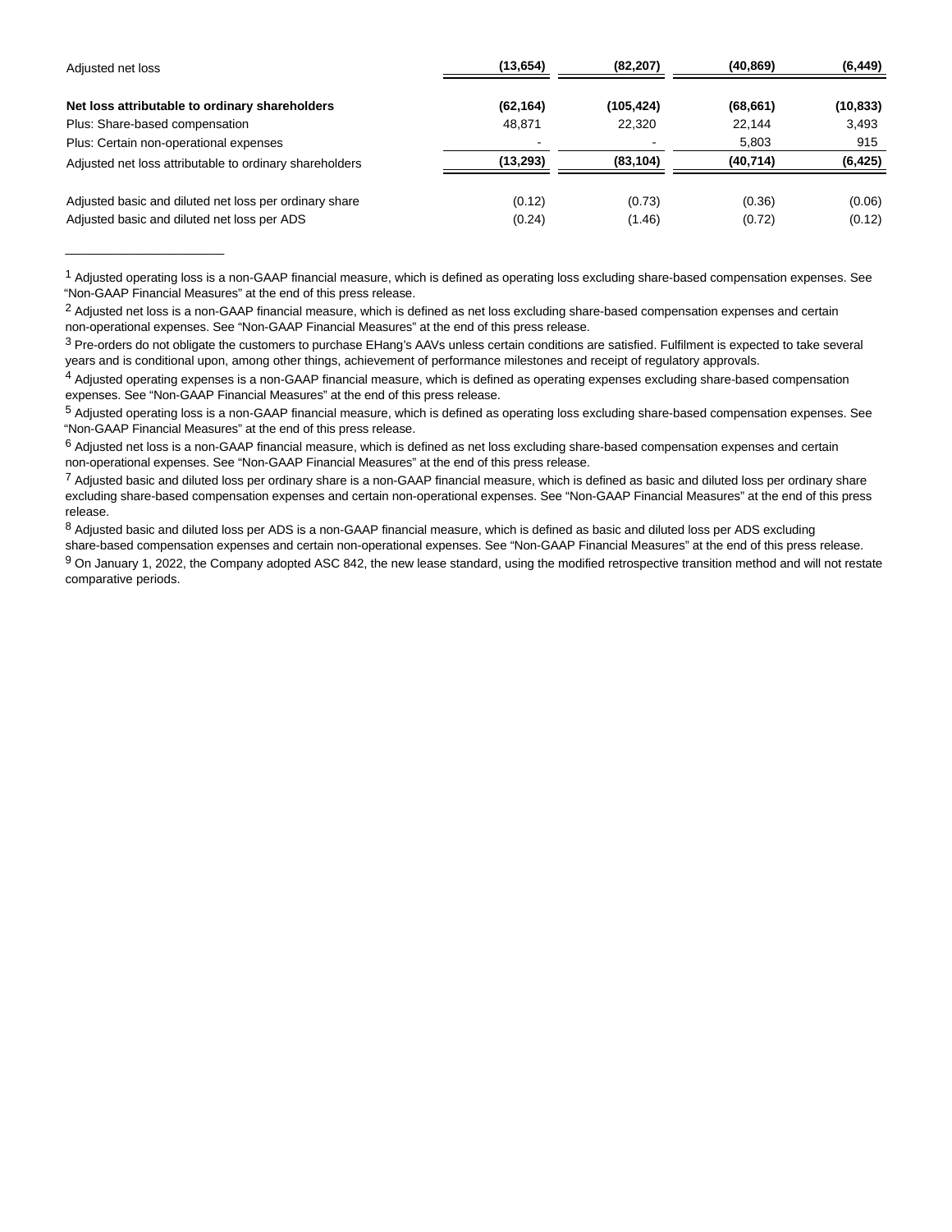| | | | | |
|---|---|---|---|---|
| Adjusted net loss | **(13,654)** | **(82,207)** | **(40,869)** | **(6,449)** |
| | | | | |
| **Net loss attributable to ordinary shareholders** | **(62,164)** | **(105,424)** | **(68,661)** | **(10,833)** |
| Plus: Share-based compensation | 48,871 | 22,320 | 22,144 | 3,493 |
| Plus: Certain non-operational expenses | - | - | 5,803 | 915 |
| Adjusted net loss attributable to ordinary shareholders | **(13,293)** | **(83,104)** | **(40,714)** | **(6,425)** |
| | | | | |
| Adjusted basic and diluted net loss per ordinary share | (0.12) | (0.73) | (0.36) | (0.06) |
| Adjusted basic and diluted net loss per ADS | (0.24) | (1.46) | (0.72) | (0.12) |

---

[1] Adjusted operating loss is a non-GAAP financial measure, which is defined as operating loss excluding share-based compensation expenses. See "Non-GAAP Financial Measures" at the end of this press release.

[2] Adjusted net loss is a non-GAAP financial measure, which is defined as net loss excluding share-based compensation expenses and certain non-operational expenses. See "Non-GAAP Financial Measures" at the end of this press release.

[3] Pre-orders do not obligate the customers to purchase EHang's AAVs unless certain conditions are satisfied. Fulfilment is expected to take several years and is conditional upon, among other things, achievement of performance milestones and receipt of regulatory approvals.

[4] Adjusted operating expenses is a non-GAAP financial measure, which is defined as operating expenses excluding share-based compensation expenses. See "Non-GAAP Financial Measures" at the end of this press release.

[5] Adjusted operating loss is a non-GAAP financial measure, which is defined as operating loss excluding share-based compensation expenses. See "Non-GAAP Financial Measures" at the end of this press release.

[6] Adjusted net loss is a non-GAAP financial measure, which is defined as net loss excluding share-based compensation expenses and certain non-operational expenses. See "Non-GAAP Financial Measures" at the end of this press release.

[7] Adjusted basic and diluted loss per ordinary share is a non-GAAP financial measure, which is defined as basic and diluted loss per ordinary share excluding share-based compensation expenses and certain non-operational expenses. See "Non-GAAP Financial Measures" at the end of this press release.

[8] Adjusted basic and diluted loss per ADS is a non-GAAP financial measure, which is defined as basic and diluted loss per ADS excluding share-based compensation expenses and certain non-operational expenses. See "Non-GAAP Financial Measures" at the end of this press release.

[9] On January 1, 2022, the Company adopted ASC 842, the new lease standard, using the modified retrospective transition method and will not restate comparative periods.